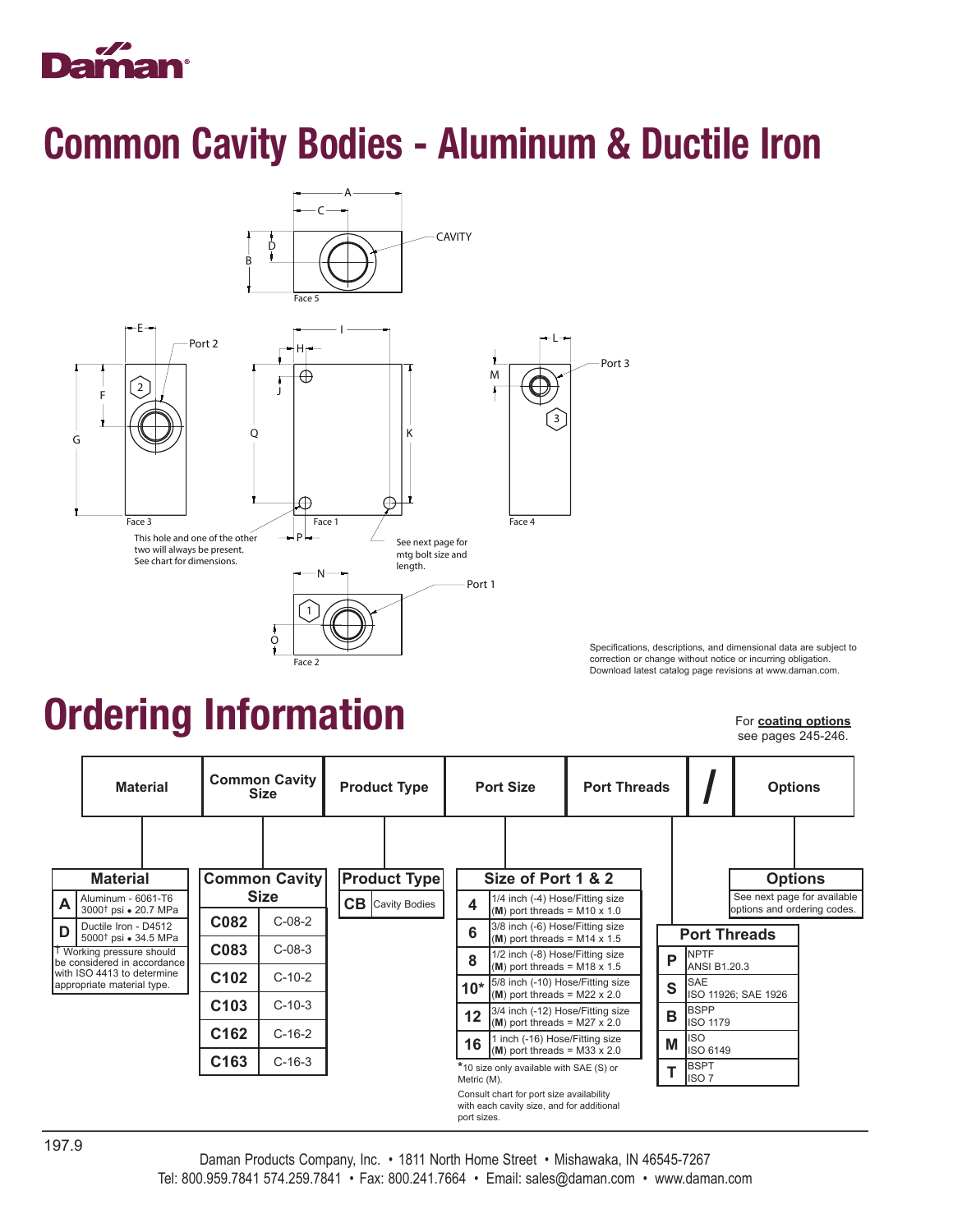# Common Cavity Bodies - Aluminum & Ductile Iron

CAVITY

Face 5

Port 2

Port 3

Face 3

Face 1

Face 4

This hole and one of the other two will always be present. See chart for dimensions.

See next page for mtg bolt size and length.

Port 1

Face 2

Specifications, descriptions, and dimensional data are subject to correction or change without notice or incurring obligation. Download latest catalog page revisions at www.daman.com.

# Ordering Information

For **coating options** see pages 245-246.

| Material | Common Cavity Size | Product Type | Port Size | Port Threads | / | Options |
|---|---|---|---|---|---|---|

**Material**

| Code | Description |
|---|---|
| A | Aluminum - 6061-T6 3000† psi • 20.7 MPa |
| D | Ductile Iron - D4512 5000† psi • 34.5 MPa |

† Working pressure should be considered in accordance with ISO 4413 to determine appropriate material type.

**Common Cavity Size**

| Code | Cavity |
|---|---|
| C082 | C-08-2 |
| C083 | C-08-3 |
| C102 | C-10-2 |
| C103 | C-10-3 |
| C162 | C-16-2 |
| C163 | C-16-3 |

**Product Type**

| Code | Description |
|---|---|
| CB | Cavity Bodies |

**Size of Port 1 & 2**

| Code | Description |
|---|---|
| 4 | 1/4 inch (-4) Hose/Fitting size (**M**) port threads = M10 x 1.0 |
| 6 | 3/8 inch (-6) Hose/Fitting size (**M**) port threads = M14 x 1.5 |
| 8 | 1/2 inch (-8) Hose/Fitting size (**M**) port threads = M18 x 1.5 |
| 10* | 5/8 inch (-10) Hose/Fitting size (**M**) port threads = M22 x 2.0 |
| 12 | 3/4 inch (-12) Hose/Fitting size (**M**) port threads = M27 x 2.0 |
| 16 | 1 inch (-16) Hose/Fitting size (**M**) port threads = M33 x 2.0 |

*10 size only available with SAE (S) or Metric (M).

Consult chart for port size availability with each cavity size, and for additional port sizes.

**Port Threads**

| Code | Description |
|---|---|
| P | NPTF ANSI B1.20.3 |
| S | SAE ISO 11926; SAE 1926 |
| B | BSPP ISO 1179 |
| M | ISO ISO 6149 |
| T | BSPT ISO 7 |

**Options**

See next page for available options and ordering codes.

Daman Products Company, Inc. • 1811 North Home Street • Mishawaka, IN 46545-7267
Tel: 800.959.7841 574.259.7841 • Fax: 800.241.7664 • Email: sales@daman.com • www.daman.com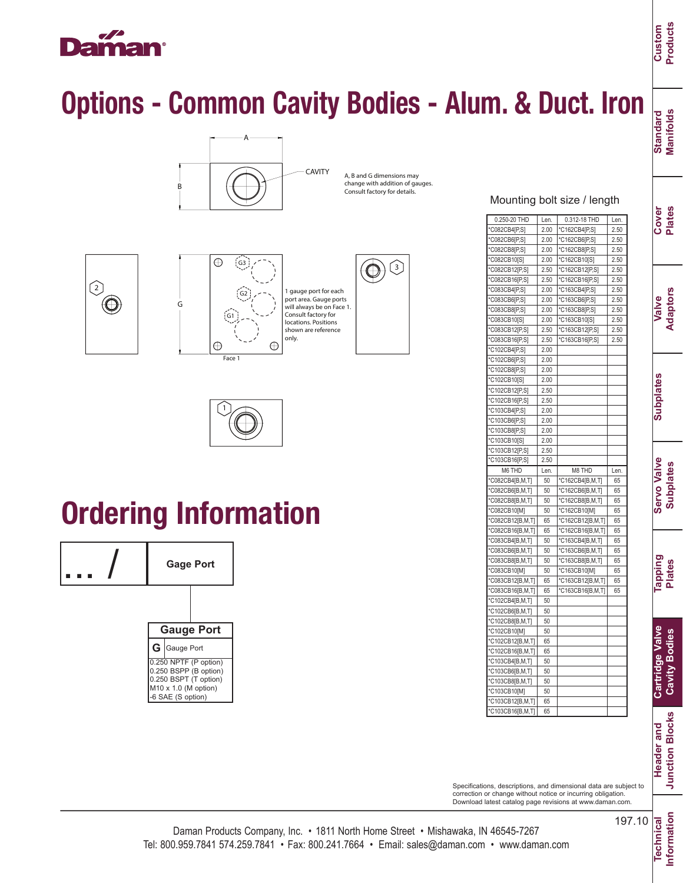# Options - Common Cavity Bodies - Alum. & Duct. Iron

A, B and G dimensions may change with addition of gauges. Consult factory for details.

CAVITY

1 gauge port for each port area. Gauge ports will always be on Face 1. Consult factory for locations. Positions shown are reference only.

Face 1

## Mounting bolt size / length

| 0.250-20 THD | Len. | 0.312-18 THD | Len. |
|---|---|---|---|
| *C082CB4[P,S] | 2.00 | *C162CB4[P,S] | 2.50 |
| *C082CB6[P,S] | 2.00 | *C162CB6[P,S] | 2.50 |
| *C082CB8[P,S] | 2.00 | *C162CB8[P,S] | 2.50 |
| *C082CB10[S] | 2.00 | *C162CB10[S] | 2.50 |
| *C082CB12[P,S] | 2.50 | *C162CB12[P,S] | 2.50 |
| *C082CB16[P,S] | 2.50 | *C162CB16[P,S] | 2.50 |
| *C083CB4[P,S] | 2.00 | *C163CB4[P,S] | 2.50 |
| *C083CB6[P,S] | 2.00 | *C163CB6[P,S] | 2.50 |
| *C083CB8[P,S] | 2.00 | *C163CB8[P,S] | 2.50 |
| *C083CB10[S] | 2.00 | *C163CB10[S] | 2.50 |
| *C083CB12[P,S] | 2.50 | *C163CB12[P,S] | 2.50 |
| *C083CB16[P,S] | 2.50 | *C163CB16[P,S] | 2.50 |
| *C102CB4[P,S] | 2.00 | | |
| *C102CB6[P,S] | 2.00 | | |
| *C102CB8[P,S] | 2.00 | | |
| *C102CB10[S] | 2.00 | | |
| *C102CB12[P,S] | 2.50 | | |
| *C102CB16[P,S] | 2.50 | | |
| *C103CB4[P,S] | 2.00 | | |
| *C103CB6[P,S] | 2.00 | | |
| *C103CB8[P,S] | 2.00 | | |
| *C103CB10[S] | 2.00 | | |
| *C103CB12[P,S] | 2.50 | | |
| *C103CB16[P,S] | 2.50 | | |
| **M6 THD** | **Len.** | **M8 THD** | **Len.** |
| *C082CB4[B,M,T] | 50 | *C162CB4[B,M,T] | 65 |
| *C082CB6[B,M,T] | 50 | *C162CB6[B,M,T] | 65 |
| *C082CB8[B,M,T] | 50 | *C162CB8[B,M,T] | 65 |
| *C082CB10[M] | 50 | *C162CB10[M] | 65 |
| *C082CB12[B,M,T] | 65 | *C162CB12[B,M,T] | 65 |
| *C082CB16[B,M,T] | 65 | *C162CB16[B,M,T] | 65 |
| *C083CB4[B,M,T] | 50 | *C163CB4[B,M,T] | 65 |
| *C083CB6[B,M,T] | 50 | *C163CB6[B,M,T] | 65 |
| *C083CB8[B,M,T] | 50 | *C163CB8[B,M,T] | 65 |
| *C083CB10[M] | 50 | *C163CB10[M] | 65 |
| *C083CB12[B,M,T] | 65 | *C163CB12[B,M,T] | 65 |
| *C083CB16[B,M,T] | 65 | *C163CB16[B,M,T] | 65 |
| *C102CB4[B,M,T] | 50 | | |
| *C102CB6[B,M,T] | 50 | | |
| *C102CB8[B,M,T] | 50 | | |
| *C102CB10[M] | 50 | | |
| *C102CB12[B,M,T] | 65 | | |
| *C102CB16[B,M,T] | 65 | | |
| *C103CB4[B,M,T] | 50 | | |
| *C103CB6[B,M,T] | 50 | | |
| *C103CB8[B,M,T] | 50 | | |
| *C103CB10[M] | 50 | | |
| *C103CB12[B,M,T] | 65 | | |
| *C103CB16[B,M,T] | 65 | | |

# Ordering Information

| ... / | Gage Port |
|---|---|

**Gauge Port**

| G | Gauge Port |
|---|---|

0.250 NPTF (P option)
0.250 BSPP (B option)
0.250 BSPT (T option)
M10 x 1.0 (M option)
-6 SAE (S option)

Specifications, descriptions, and dimensional data are subject to correction or change without notice or incurring obligation. Download latest catalog page revisions at www.daman.com.

Daman Products Company, Inc. • 1811 North Home Street • Mishawaka, IN 46545-7267
Tel: 800.959.7841 574.259.7841 • Fax: 800.241.7664 • Email: sales@daman.com • www.daman.com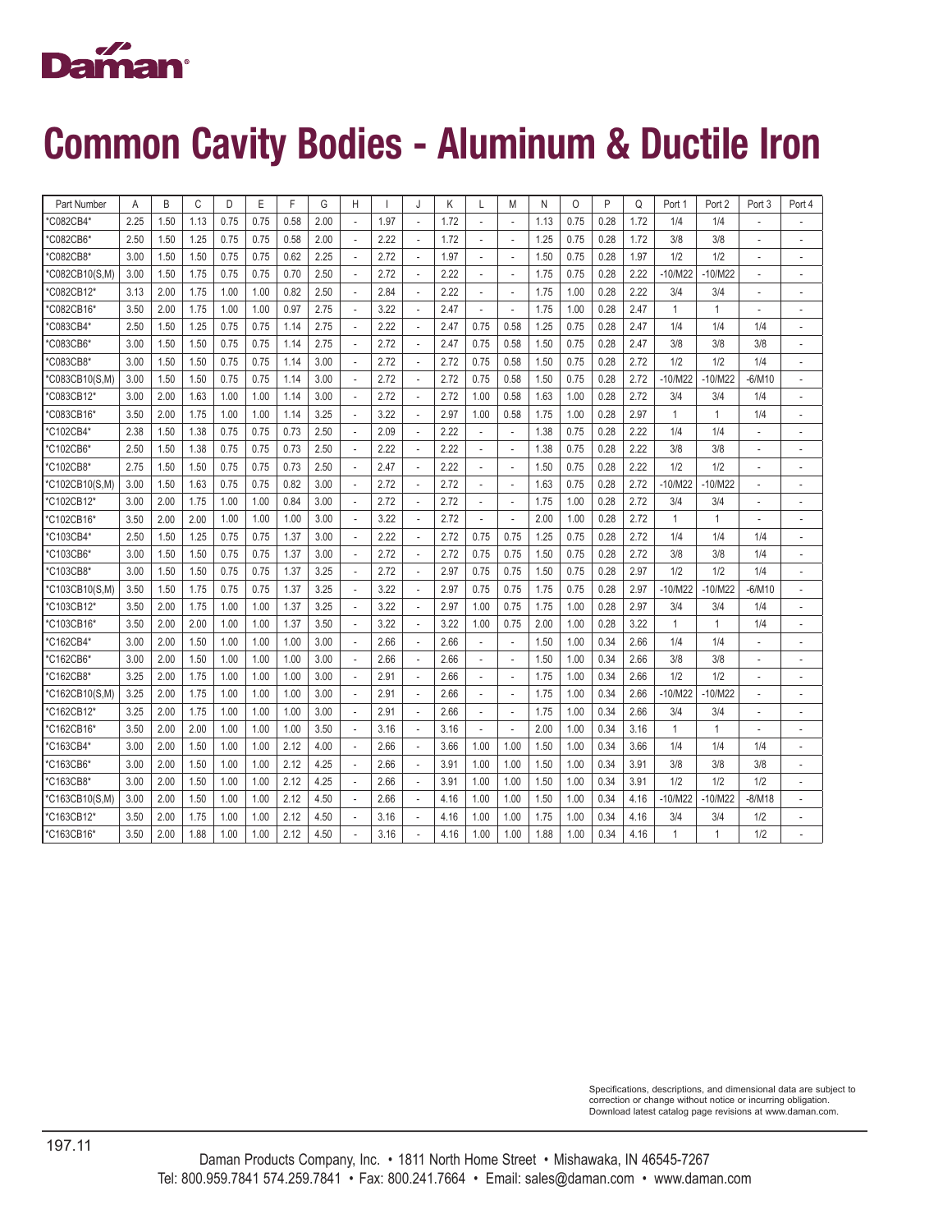# Common Cavity Bodies - Aluminum & Ductile Iron

| Part Number | A | B | C | D | E | F | G | H | I | J | K | L | M | N | O | P | Q | Port 1 | Port 2 | Port 3 | Port 4 |
|---|---|---|---|---|---|---|---|---|---|---|---|---|---|---|---|---|---|---|---|---|---|
| *C082CB4* | 2.25 | 1.50 | 1.13 | 0.75 | 0.75 | 0.58 | 2.00 | - | 1.97 | - | 1.72 | - | - | 1.13 | 0.75 | 0.28 | 1.72 | 1/4 | 1/4 | - | - |
| *C082CB6* | 2.50 | 1.50 | 1.25 | 0.75 | 0.75 | 0.58 | 2.00 | - | 2.22 | - | 1.72 | - | - | 1.25 | 0.75 | 0.28 | 1.72 | 3/8 | 3/8 | - | - |
| *C082CB8* | 3.00 | 1.50 | 1.50 | 0.75 | 0.75 | 0.62 | 2.25 | - | 2.72 | - | 1.97 | - | - | 1.50 | 0.75 | 0.28 | 1.97 | 1/2 | 1/2 | - | - |
| *C082CB10(S,M) | 3.00 | 1.50 | 1.75 | 0.75 | 0.75 | 0.70 | 2.50 | - | 2.72 | - | 2.22 | - | - | 1.75 | 0.75 | 0.28 | 2.22 | -10/M22 | -10/M22 | - | - |
| *C082CB12* | 3.13 | 2.00 | 1.75 | 1.00 | 1.00 | 0.82 | 2.50 | - | 2.84 | - | 2.22 | - | - | 1.75 | 1.00 | 0.28 | 2.22 | 3/4 | 3/4 | - | - |
| *C082CB16* | 3.50 | 2.00 | 1.75 | 1.00 | 1.00 | 0.97 | 2.75 | - | 3.22 | - | 2.47 | - | - | 1.75 | 1.00 | 0.28 | 2.47 | 1 | 1 | - | - |
| *C083CB4* | 2.50 | 1.50 | 1.25 | 0.75 | 0.75 | 1.14 | 2.75 | - | 2.22 | - | 2.47 | 0.75 | 0.58 | 1.25 | 0.75 | 0.28 | 2.47 | 1/4 | 1/4 | 1/4 | - |
| *C083CB6* | 3.00 | 1.50 | 1.50 | 0.75 | 0.75 | 1.14 | 2.75 | - | 2.72 | - | 2.47 | 0.75 | 0.58 | 1.50 | 0.75 | 0.28 | 2.47 | 3/8 | 3/8 | 3/8 | - |
| *C083CB8* | 3.00 | 1.50 | 1.50 | 0.75 | 0.75 | 1.14 | 3.00 | - | 2.72 | - | 2.72 | 0.75 | 0.58 | 1.50 | 0.75 | 0.28 | 2.72 | 1/2 | 1/2 | 1/4 | - |
| *C083CB10(S,M) | 3.00 | 1.50 | 1.50 | 0.75 | 0.75 | 1.14 | 3.00 | - | 2.72 | - | 2.72 | 0.75 | 0.58 | 1.50 | 0.75 | 0.28 | 2.72 | -10/M22 | -10/M22 | -6/M10 | - |
| *C083CB12* | 3.00 | 2.00 | 1.63 | 1.00 | 1.00 | 1.14 | 3.00 | - | 2.72 | - | 2.72 | 1.00 | 0.58 | 1.63 | 1.00 | 0.28 | 2.72 | 3/4 | 3/4 | 1/4 | - |
| *C083CB16* | 3.50 | 2.00 | 1.75 | 1.00 | 1.00 | 1.14 | 3.25 | - | 3.22 | - | 2.97 | 1.00 | 0.58 | 1.75 | 1.00 | 0.28 | 2.97 | 1 | 1 | 1/4 | - |
| *C102CB4* | 2.38 | 1.50 | 1.38 | 0.75 | 0.75 | 0.73 | 2.50 | - | 2.09 | - | 2.22 | - | - | 1.38 | 0.75 | 0.28 | 2.22 | 1/4 | 1/4 | - | - |
| *C102CB6* | 2.50 | 1.50 | 1.38 | 0.75 | 0.75 | 0.73 | 2.50 | - | 2.22 | - | 2.22 | - | - | 1.38 | 0.75 | 0.28 | 2.22 | 3/8 | 3/8 | - | - |
| *C102CB8* | 2.75 | 1.50 | 1.50 | 0.75 | 0.75 | 0.73 | 2.50 | - | 2.47 | - | 2.22 | - | - | 1.50 | 0.75 | 0.28 | 2.22 | 1/2 | 1/2 | - | - |
| *C102CB10(S,M) | 3.00 | 1.50 | 1.63 | 0.75 | 0.75 | 0.82 | 3.00 | - | 2.72 | - | 2.72 | - | - | 1.63 | 0.75 | 0.28 | 2.72 | -10/M22 | -10/M22 | - | - |
| *C102CB12* | 3.00 | 2.00 | 1.75 | 1.00 | 1.00 | 0.84 | 3.00 | - | 2.72 | - | 2.72 | - | - | 1.75 | 1.00 | 0.28 | 2.72 | 3/4 | 3/4 | - | - |
| *C102CB16* | 3.50 | 2.00 | 2.00 | 1.00 | 1.00 | 1.00 | 3.00 | - | 3.22 | - | 2.72 | - | - | 2.00 | 1.00 | 0.28 | 2.72 | 1 | 1 | - | - |
| *C103CB4* | 2.50 | 1.50 | 1.25 | 0.75 | 0.75 | 1.37 | 3.00 | - | 2.22 | - | 2.72 | 0.75 | 0.75 | 1.25 | 0.75 | 0.28 | 2.72 | 1/4 | 1/4 | 1/4 | - |
| *C103CB6* | 3.00 | 1.50 | 1.50 | 0.75 | 0.75 | 1.37 | 3.00 | - | 2.72 | - | 2.72 | 0.75 | 0.75 | 1.50 | 0.75 | 0.28 | 2.72 | 3/8 | 3/8 | 1/4 | - |
| *C103CB8* | 3.00 | 1.50 | 1.50 | 0.75 | 0.75 | 1.37 | 3.25 | - | 2.72 | - | 2.97 | 0.75 | 0.75 | 1.50 | 0.75 | 0.28 | 2.97 | 1/2 | 1/2 | 1/4 | - |
| *C103CB10(S,M) | 3.50 | 1.50 | 1.75 | 0.75 | 0.75 | 1.37 | 3.25 | - | 3.22 | - | 2.97 | 0.75 | 0.75 | 1.75 | 0.75 | 0.28 | 2.97 | -10/M22 | -10/M22 | -6/M10 | - |
| *C103CB12* | 3.50 | 2.00 | 1.75 | 1.00 | 1.00 | 1.37 | 3.25 | - | 3.22 | - | 2.97 | 1.00 | 0.75 | 1.75 | 1.00 | 0.28 | 2.97 | 3/4 | 3/4 | 1/4 | - |
| *C103CB16* | 3.50 | 2.00 | 2.00 | 1.00 | 1.00 | 1.37 | 3.50 | - | 3.22 | - | 3.22 | 1.00 | 0.75 | 2.00 | 1.00 | 0.28 | 3.22 | 1 | 1 | 1/4 | - |
| *C162CB4* | 3.00 | 2.00 | 1.50 | 1.00 | 1.00 | 1.00 | 3.00 | - | 2.66 | - | 2.66 | - | - | 1.50 | 1.00 | 0.34 | 2.66 | 1/4 | 1/4 | - | - |
| *C162CB6* | 3.00 | 2.00 | 1.50 | 1.00 | 1.00 | 1.00 | 3.00 | - | 2.66 | - | 2.66 | - | - | 1.50 | 1.00 | 0.34 | 2.66 | 3/8 | 3/8 | - | - |
| *C162CB8* | 3.25 | 2.00 | 1.75 | 1.00 | 1.00 | 1.00 | 3.00 | - | 2.91 | - | 2.66 | - | - | 1.75 | 1.00 | 0.34 | 2.66 | 1/2 | 1/2 | - | - |
| *C162CB10(S,M) | 3.25 | 2.00 | 1.75 | 1.00 | 1.00 | 1.00 | 3.00 | - | 2.91 | - | 2.66 | - | - | 1.75 | 1.00 | 0.34 | 2.66 | -10/M22 | -10/M22 | - | - |
| *C162CB12* | 3.25 | 2.00 | 1.75 | 1.00 | 1.00 | 1.00 | 3.00 | - | 2.91 | - | 2.66 | - | - | 1.75 | 1.00 | 0.34 | 2.66 | 3/4 | 3/4 | - | - |
| *C162CB16* | 3.50 | 2.00 | 2.00 | 1.00 | 1.00 | 1.00 | 3.50 | - | 3.16 | - | 3.16 | - | - | 2.00 | 1.00 | 0.34 | 3.16 | 1 | 1 | - | - |
| *C163CB4* | 3.00 | 2.00 | 1.50 | 1.00 | 1.00 | 2.12 | 4.00 | - | 2.66 | - | 3.66 | 1.00 | 1.00 | 1.50 | 1.00 | 0.34 | 3.66 | 1/4 | 1/4 | 1/4 | - |
| *C163CB6* | 3.00 | 2.00 | 1.50 | 1.00 | 1.00 | 2.12 | 4.25 | - | 2.66 | - | 3.91 | 1.00 | 1.00 | 1.50 | 1.00 | 0.34 | 3.91 | 3/8 | 3/8 | 3/8 | - |
| *C163CB8* | 3.00 | 2.00 | 1.50 | 1.00 | 1.00 | 2.12 | 4.25 | - | 2.66 | - | 3.91 | 1.00 | 1.00 | 1.50 | 1.00 | 0.34 | 3.91 | 1/2 | 1/2 | 1/2 | - |
| *C163CB10(S,M) | 3.00 | 2.00 | 1.50 | 1.00 | 1.00 | 2.12 | 4.50 | - | 2.66 | - | 4.16 | 1.00 | 1.00 | 1.50 | 1.00 | 0.34 | 4.16 | -10/M22 | -10/M22 | -8/M18 | - |
| *C163CB12* | 3.50 | 2.00 | 1.75 | 1.00 | 1.00 | 2.12 | 4.50 | - | 3.16 | - | 4.16 | 1.00 | 1.00 | 1.75 | 1.00 | 0.34 | 4.16 | 3/4 | 3/4 | 1/2 | - |
| *C163CB16* | 3.50 | 2.00 | 1.88 | 1.00 | 1.00 | 2.12 | 4.50 | - | 3.16 | - | 4.16 | 1.00 | 1.00 | 1.88 | 1.00 | 0.34 | 4.16 | 1 | 1 | 1/2 | - |

Specifications, descriptions, and dimensional data are subject to correction or change without notice or incurring obligation. Download latest catalog page revisions at www.daman.com.

197.11

Daman Products Company, Inc. • 1811 North Home Street • Mishawaka, IN 46545-7267
Tel: 800.959.7841 574.259.7841 • Fax: 800.241.7664 • Email: sales@daman.com • www.daman.com